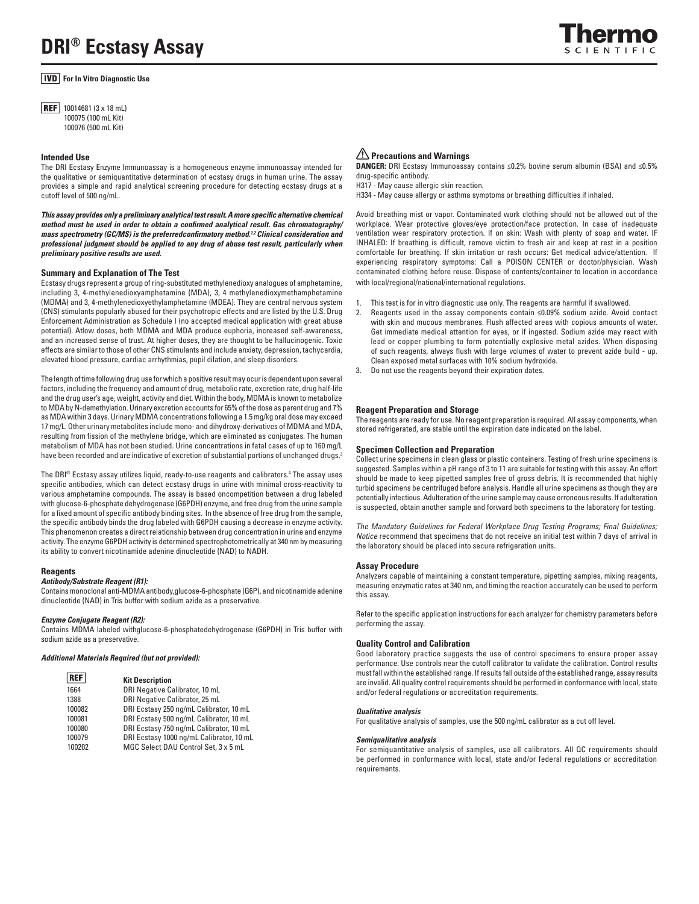# DRI® Ecstasy Assay

**IVD For In Vitro Diagnostic Use**

**REF** 10014681 (3 x 18 mL)
100075 (100 mL Kit)
100076 (500 mL Kit)

## Intended Use

The DRI Ecstasy Enzyme Immunoassay is a homogeneous enzyme immunoassay intended for the qualitative or semiquantitative determination of ecstasy drugs in human urine. The assay provides a simple and rapid analytical screening procedure for detecting ecstasy drugs at a cutoff level of 500 ng/mL.

***This assay provides only a preliminary analytical test result. A more specific alternative chemical method must be used in order to obtain a confirmed analytical result. Gas chromatography/mass spectrometry (GC/MS) is the preferredconfirmatory method.[1,2] Clinical consideration and professional judgment should be applied to any drug of abuse test result, particularly when preliminary positive results are used.***

## Summary and Explanation of The Test

Ecstasy drugs represent a group of ring-substituted methylenedioxy analogues of amphetamine, including 3, 4-methylenedioxyamphetamine (MDA), 3, 4 methylenedioxymethamphetamine (MDMA) and 3, 4-methylenedioxyethylamphetamine (MDEA). They are central nervous system (CNS) stimulants popularly abused for their psychotropic effects and are listed by the U.S. Drug Enforcement Administration as Schedule I (no accepted medical application with great abuse potential). Atlow doses, both MDMA and MDA produce euphoria, increased self-awareness, and an increased sense of trust. At higher doses, they are thought to be hallucinogenic. Toxic effects are similar to those of other CNS stimulants and include anxiety, depression, tachycardia, elevated blood pressure, cardiac arrhythmias, pupil dilation, and sleep disorders.

The length of time following drug use for which a positive result may ocur is dependent upon several factors, including the frequency and amount of drug, metabolic rate, excretion rate, drug half-life and the drug user's age, weight, activity and diet. Within the body, MDMA is known to metabolize to MDA by N-demethylation. Urinary excretion accounts for 65% of the dose as parent drug and 7% as MDA within 3 days. Urinary MDMA concentrations following a 1.5 mg/kg oral dose may exceed 17 mg/L. Other urinary metabolites include mono- and dihydroxy-derivatives of MDMA and MDA, resulting from fission of the methylene bridge, which are eliminated as conjugates. The human metabolism of MDA has not been studied. Urine concentrations in fatal cases of up to 160 mg/L have been recorded and are indicative of excretion of substantial portions of unchanged drugs.[3]

The DRI® Ecstasy assay utilizes liquid, ready-to-use reagents and calibrators.[4] The assay uses specific antibodies, which can detect ecstasy drugs in urine with minimal cross-reactivity to various amphetamine compounds. The assay is based oncompetition between a drug labeled with glucose-6-phosphate dehydrogenase (G6PDH) enzyme, and free drug from the urine sample for a fixed amount of specific antibody binding sites. In the absence of free drug from the sample, the specific antibody binds the drug labeled with G6PDH causing a decrease in enzyme activity. This phenomenon creates a direct relationship between drug concentration in urine and enzyme activity. The enzyme G6PDH activity is determined spectrophotometrically at 340 nm by measuring its ability to convert nicotinamide adenine dinucleotide (NAD) to NADH.

## Reagents

***Antibody/Substrate Reagent (R1):***

Contains monoclonal anti-MDMA antibody,glucose-6-phosphate (G6P), and nicotinamide adenine dinucleotide (NAD) in Tris buffer with sodium azide as a preservative.

***Enzyme Conjugate Reagent (R2):***

Contains MDMA labeled withglucose-6-phosphatedehydrogenase (G6PDH) in Tris buffer with sodium azide as a preservative.

***Additional Materials Required (but not provided):***

| REF | Kit Description |
|---|---|
| 1664 | DRI Negative Calibrator, 10 mL |
| 1388 | DRI Negative Calibrator, 25 mL |
| 100082 | DRI Ecstasy 250 ng/mL Calibrator, 10 mL |
| 100081 | DRI Ecstasy 500 ng/mL Calibrator, 10 mL |
| 100080 | DRI Ecstasy 750 ng/mL Calibrator, 10 mL |
| 100079 | DRI Ecstasy 1000 ng/mL Calibrator, 10 mL |
| 100202 | MGC Select DAU Control Set, 3 x 5 mL |

## ⚠ Precautions and Warnings

**DANGER:** DRI Ecstasy Immunoassay contains ≤0.2% bovine serum albumin (BSA) and ≤0.5% drug-specific antibody.

H317 - May cause allergic skin reaction.

H334 - May cause allergy or asthma symptoms or breathing difficulties if inhaled.

Avoid breathing mist or vapor. Contaminated work clothing should not be allowed out of the workplace. Wear protective gloves/eye protection/face protection. In case of inadequate ventilation wear respiratory protection. If on skin: Wash with plenty of soap and water. IF INHALED: If breathing is difficult, remove victim to fresh air and keep at rest in a position comfortable for breathing. If skin irritation or rash occurs: Get medical advice/attention. If experiencing respiratory symptoms: Call a POISON CENTER or doctor/physician. Wash contaminated clothing before reuse. Dispose of contents/container to location in accordance with local/regional/national/international regulations.

1. This test is for in vitro diagnostic use only. The reagents are harmful if swallowed.
2. Reagents used in the assay components contain ≤0.09% sodium azide. Avoid contact with skin and mucous membranes. Flush affected areas with copious amounts of water. Get immediate medical attention for eyes, or if ingested. Sodium azide may react with lead or copper plumbing to form potentially explosive metal azides. When disposing of such reagents, always flush with large volumes of water to prevent azide build - up. Clean exposed metal surfaces with 10% sodium hydroxide.
3. Do not use the reagents beyond their expiration dates.

## Reagent Preparation and Storage

The reagents are ready for use. No reagent preparation is required. All assay components, when stored refrigerated, are stable until the expiration date indicated on the label.

## Specimen Collection and Preparation

Collect urine specimens in clean glass or plastic containers. Testing of fresh urine specimens is suggested. Samples within a pH range of 3 to 11 are suitable for testing with this assay. An effort should be made to keep pipetted samples free of gross debris. It is recommended that highly turbid specimens be centrifuged before analysis. Handle all urine specimens as though they are potentially infectious. Adulteration of the urine sample may cause erroneous results. If adulteration is suspected, obtain another sample and forward both specimens to the laboratory for testing.

*The Mandatory Guidelines for Federal Workplace Drug Testing Programs; Final Guidelines; Notice* recommend that specimens that do not receive an initial test within 7 days of arrival in the laboratory should be placed into secure refrigeration units.

## Assay Procedure

Analyzers capable of maintaining a constant temperature, pipetting samples, mixing reagents, measuring enzymatic rates at 340 nm, and timing the reaction accurately can be used to perform this assay.

Refer to the specific application instructions for each analyzer for chemistry parameters before performing the assay.

## Quality Control and Calibration

Good laboratory practice suggests the use of control specimens to ensure proper assay performance. Use controls near the cutoff calibrator to validate the calibration. Control results must fall within the established range. If results fall outside of the established range, assay results are invalid. All quality control requirements should be performed in conformance with local, state and/or federal regulations or accreditation requirements.

***Qualitative analysis***

For qualitative analysis of samples, use the 500 ng/mL calibrator as a cut off level.

***Semiqualitative analysis***

For semiquantitative analysis of samples, use all calibrators. All QC requirements should be performed in conformance with local, state and/or federal regulations or accreditation requirements.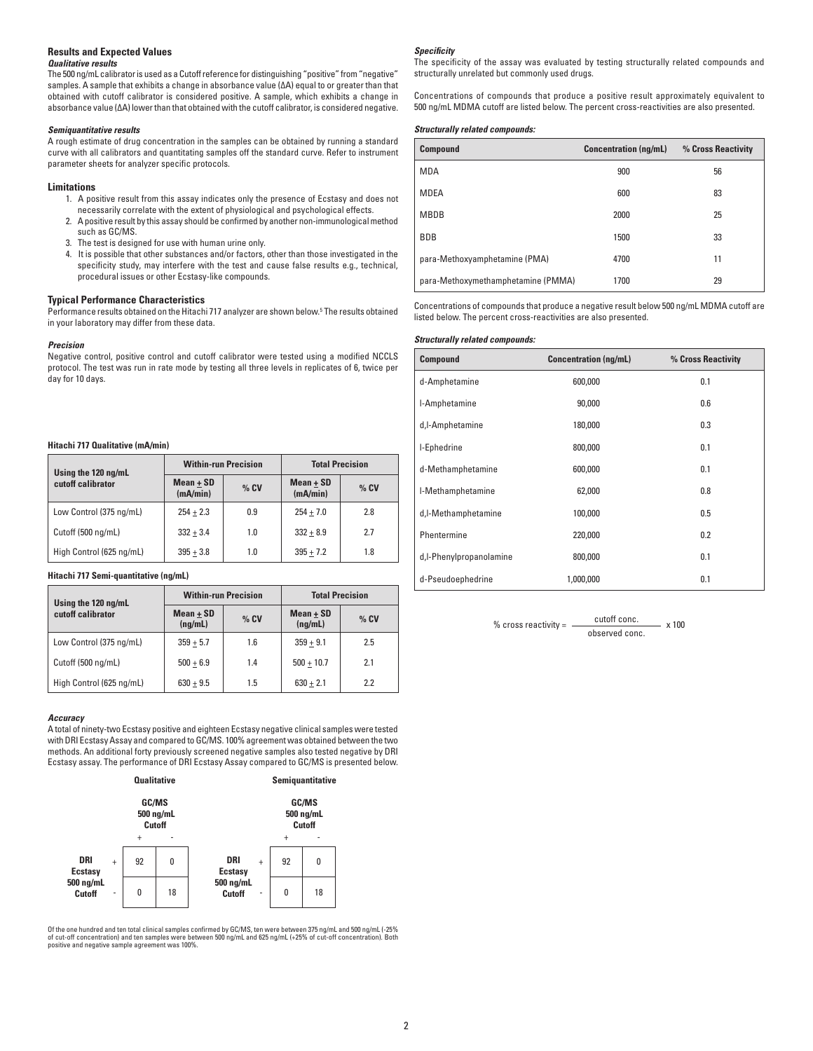## Results and Expected Values

***Qualitative results***

The 500 ng/mL calibrator is used as a Cutoff reference for distinguishing "positive" from "negative" samples. A sample that exhibits a change in absorbance value (ΔA) equal to or greater than that obtained with cutoff calibrator is considered positive. A sample, which exhibits a change in absorbance value (ΔA) lower than that obtained with the cutoff calibrator, is considered negative.

***Semiquantitative results***

A rough estimate of drug concentration in the samples can be obtained by running a standard curve with all calibrators and quantitating samples off the standard curve. Refer to instrument parameter sheets for analyzer specific protocols.

## Limitations

1. A positive result from this assay indicates only the presence of Ecstasy and does not necessarily correlate with the extent of physiological and psychological effects.
2. A positive result by this assay should be confirmed by another non-immunological method such as GC/MS.
3. The test is designed for use with human urine only.
4. It is possible that other substances and/or factors, other than those investigated in the specificity study, may interfere with the test and cause false results e.g., technical, procedural issues or other Ecstasy-like compounds.

## Typical Performance Characteristics

Performance results obtained on the Hitachi 717 analyzer are shown below.[5] The results obtained in your laboratory may differ from these data.

***Precision***

Negative control, positive control and cutoff calibrator were tested using a modified NCCLS protocol. The test was run in rate mode by testing all three levels in replicates of 6, twice per day for 10 days.

**Hitachi 717 Qualitative (mA/min)**

| Using the 120 ng/mL cutoff calibrator | Within-run Precision | | Total Precision | |
|---|---|---|---|---|
| | Mean ± SD (mA/min) | % CV | Mean ± SD (mA/min) | % CV |
| Low Control (375 ng/mL) | 254 ± 2.3 | 0.9 | 254 ± 7.0 | 2.8 |
| Cutoff (500 ng/mL) | 332 ± 3.4 | 1.0 | 332 ± 8.9 | 2.7 |
| High Control (625 ng/mL) | 395 ± 3.8 | 1.0 | 395 ± 7.2 | 1.8 |

**Hitachi 717 Semi-quantitative (ng/mL)**

| Using the 120 ng/mL cutoff calibrator | Within-run Precision | | Total Precision | |
|---|---|---|---|---|
| | Mean ± SD (ng/mL) | % CV | Mean ± SD (ng/mL) | % CV |
| Low Control (375 ng/mL) | 359 ± 5.7 | 1.6 | 359 ± 9.1 | 2.5 |
| Cutoff (500 ng/mL) | 500 ± 6.9 | 1.4 | 500 ± 10.7 | 2.1 |
| High Control (625 ng/mL) | 630 ± 9.5 | 1.5 | 630 ± 2.1 | 2.2 |

***Accuracy***

A total of ninety-two Ecstasy positive and eighteen Ecstasy negative clinical samples were tested with DRI Ecstasy Assay and compared to GC/MS. 100% agreement was obtained between the two methods. An additional forty previously screened negative samples also tested negative by DRI Ecstasy assay. The performance of DRI Ecstasy Assay compared to GC/MS is presented below.

**Qualitative**

| | | GC/MS 500 ng/mL Cutoff + | GC/MS 500 ng/mL Cutoff - |
|---|---|---|---|
| DRI Ecstasy 500 ng/mL Cutoff | + | 92 | 0 |
| | - | 0 | 18 |

**Semiquantitative**

| | | GC/MS 500 ng/mL Cutoff + | GC/MS 500 ng/mL Cutoff - |
|---|---|---|---|
| DRI Ecstasy 500 ng/mL Cutoff | + | 92 | 0 |
| | - | 0 | 18 |

Of the one hundred and ten total clinical samples confirmed by GC/MS, ten were between 375 ng/mL and 500 ng/mL (-25% of cut-off concentration) and ten samples were between 500 ng/mL and 625 ng/mL (+25% of cut-off concentration). Both positive and negative sample agreement was 100%.

***Specificity***

The specificity of the assay was evaluated by testing structurally related compounds and structurally unrelated but commonly used drugs.

Concentrations of compounds that produce a positive result approximately equivalent to 500 ng/mL MDMA cutoff are listed below. The percent cross-reactivities are also presented.

***Structurally related compounds:***

| Compound | Concentration (ng/mL) | % Cross Reactivity |
|---|---|---|
| MDA | 900 | 56 |
| MDEA | 600 | 83 |
| MBDB | 2000 | 25 |
| BDB | 1500 | 33 |
| para-Methoxyamphetamine (PMA) | 4700 | 11 |
| para-Methoxymethamphetamine (PMMA) | 1700 | 29 |

Concentrations of compounds that produce a negative result below 500 ng/mL MDMA cutoff are listed below. The percent cross-reactivities are also presented.

***Structurally related compounds:***

| Compound | Concentration (ng/mL) | % Cross Reactivity |
|---|---|---|
| d-Amphetamine | 600,000 | 0.1 |
| l-Amphetamine | 90,000 | 0.6 |
| d,l-Amphetamine | 180,000 | 0.3 |
| l-Ephedrine | 800,000 | 0.1 |
| d-Methamphetamine | 600,000 | 0.1 |
| l-Methamphetamine | 62,000 | 0.8 |
| d,l-Methamphetamine | 100,000 | 0.5 |
| Phentermine | 220,000 | 0.2 |
| d,l-Phenylpropanolamine | 800,000 | 0.1 |
| d-Pseudoephedrine | 1,000,000 | 0.1 |

$$\% \text{ cross reactivity} = \frac{\text{cutoff conc.}}{\text{observed conc.}} \times 100$$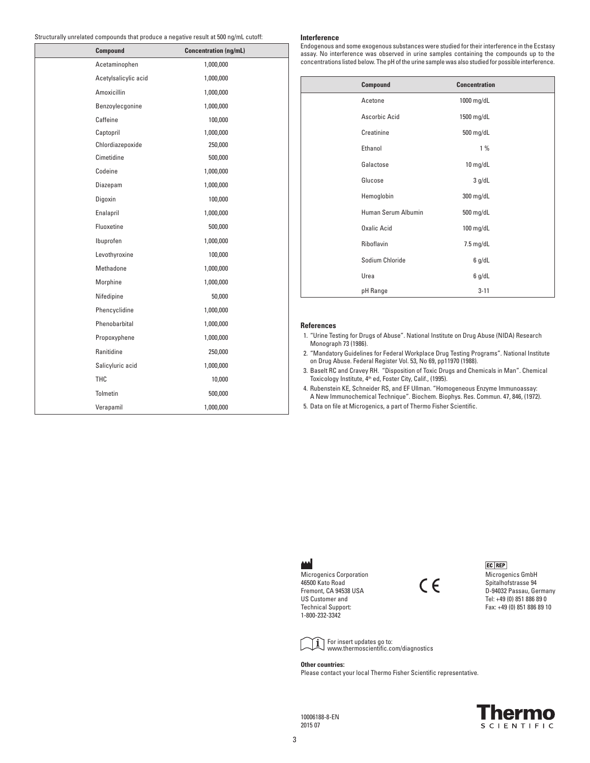Structurally unrelated compounds that produce a negative result at 500 ng/mL cutoff:

| Compound | Concentration (ng/mL) |
|---|---|
| Acetaminophen | 1,000,000 |
| Acetylsalicylic acid | 1,000,000 |
| Amoxicillin | 1,000,000 |
| Benzoylecgonine | 1,000,000 |
| Caffeine | 100,000 |
| Captopril | 1,000,000 |
| Chlordiazepoxide | 250,000 |
| Cimetidine | 500,000 |
| Codeine | 1,000,000 |
| Diazepam | 1,000,000 |
| Digoxin | 100,000 |
| Enalapril | 1,000,000 |
| Fluoxetine | 500,000 |
| Ibuprofen | 1,000,000 |
| Levothyroxine | 100,000 |
| Methadone | 1,000,000 |
| Morphine | 1,000,000 |
| Nifedipine | 50,000 |
| Phencyclidine | 1,000,000 |
| Phenobarbital | 1,000,000 |
| Propoxyphene | 1,000,000 |
| Ranitidine | 250,000 |
| Salicyluric acid | 1,000,000 |
| THC | 10,000 |
| Tolmetin | 500,000 |
| Verapamil | 1,000,000 |

## Interference

Endogenous and some exogenous substances were studied for their interference in the Ecstasy assay. No interference was observed in urine samples containing the compounds up to the concentrations listed below. The pH of the urine sample was also studied for possible interference.

| Compound | Concentration |
|---|---|
| Acetone | 1000 mg/dL |
| Ascorbic Acid | 1500 mg/dL |
| Creatinine | 500 mg/dL |
| Ethanol | 1 % |
| Galactose | 10 mg/dL |
| Glucose | 3 g/dL |
| Hemoglobin | 300 mg/dL |
| Human Serum Albumin | 500 mg/dL |
| Oxalic Acid | 100 mg/dL |
| Riboflavin | 7.5 mg/dL |
| Sodium Chloride | 6 g/dL |
| Urea | 6 g/dL |
| pH Range | 3-11 |

## References

1. "Urine Testing for Drugs of Abuse". National Institute on Drug Abuse (NIDA) Research Monograph 73 (1986).
2. "Mandatory Guidelines for Federal Workplace Drug Testing Programs". National Institute on Drug Abuse. Federal Register Vol. 53, No 69, pp11970 (1988).
3. Baselt RC and Cravey RH. "Disposition of Toxic Drugs and Chemicals in Man". Chemical Toxicology Institute, 4th ed, Foster City, Calif., (1995).
4. Rubenstein KE, Schneider RS, and EF Ullman. "Homogeneous Enzyme Immunoassay: A New Immunochemical Technique". Biochem. Biophys. Res. Commun. 47, 846, (1972).
5. Data on file at Microgenics, a part of Thermo Fisher Scientific.

Microgenics Corporation
46500 Kato Road
Fremont, CA 94538 USA
US Customer and
Technical Support:
1-800-232-3342

CE

EC REP
Microgenics GmbH
Spitalhofstrasse 94
D-94032 Passau, Germany
Tel: +49 (0) 851 886 89 0
Fax: +49 (0) 851 886 89 10

For insert updates go to:
www.thermoscientific.com/diagnostics

**Other countries:**
Please contact your local Thermo Fisher Scientific representative.

10006188-8-EN
2015 07

Thermo SCIENTIFIC